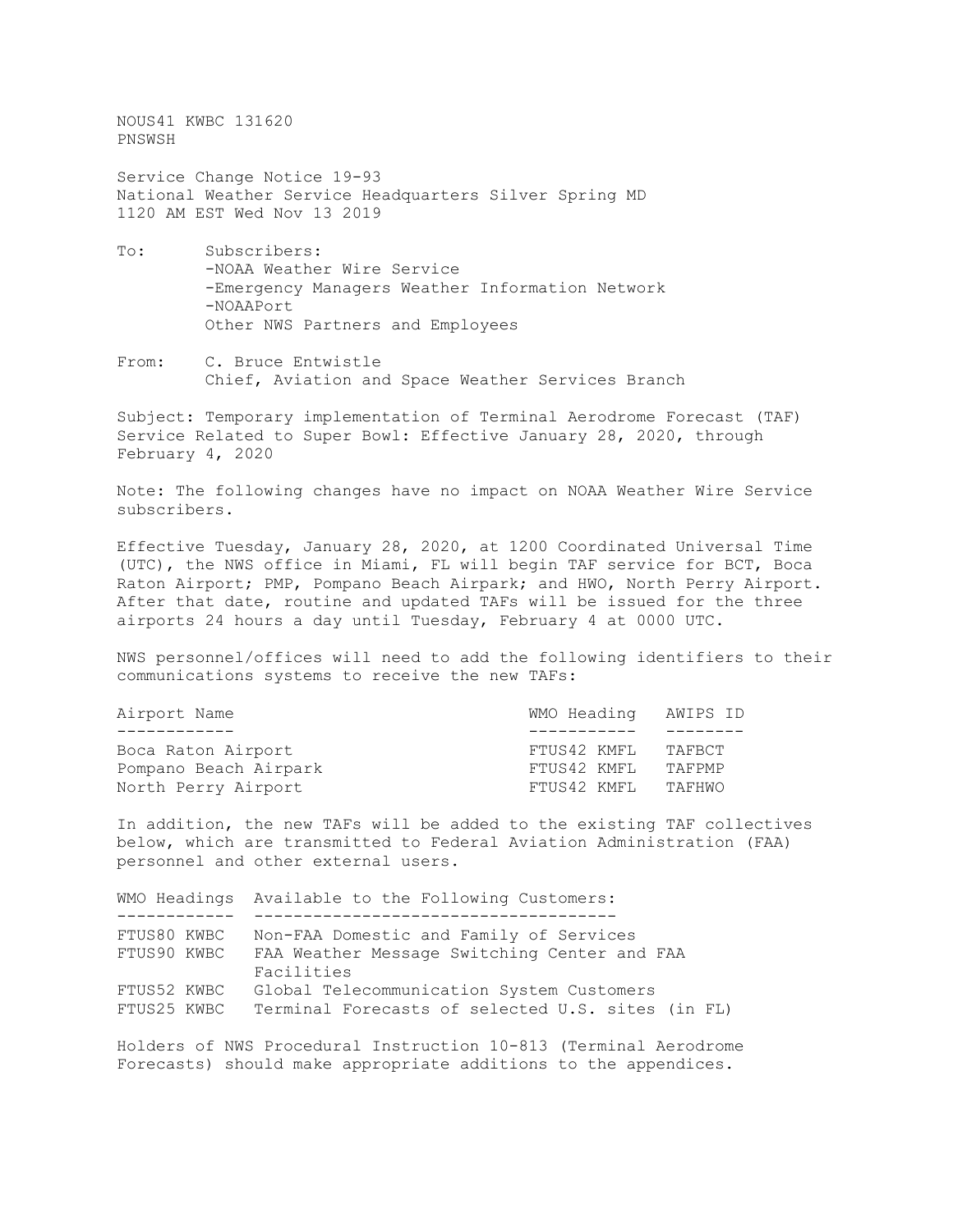NOUS41 KWBC 131620
PNSWSH

Service Change Notice 19-93
National Weather Service Headquarters Silver Spring MD
1120 AM EST Wed Nov 13 2019

To: Subscribers:
-NOAA Weather Wire Service
-Emergency Managers Weather Information Network
-NOAAPort
Other NWS Partners and Employees

From: C. Bruce Entwistle
Chief, Aviation and Space Weather Services Branch

Subject: Temporary implementation of Terminal Aerodrome Forecast (TAF) Service Related to Super Bowl: Effective January 28, 2020, through February 4, 2020

Note: The following changes have no impact on NOAA Weather Wire Service subscribers.

Effective Tuesday, January 28, 2020, at 1200 Coordinated Universal Time (UTC), the NWS office in Miami, FL will begin TAF service for BCT, Boca Raton Airport; PMP, Pompano Beach Airpark; and HWO, North Perry Airport. After that date, routine and updated TAFs will be issued for the three airports 24 hours a day until Tuesday, February 4 at 0000 UTC.

NWS personnel/offices will need to add the following identifiers to their communications systems to receive the new TAFs:

| Airport Name | WMO Heading | AWIPS ID |
|---|---|---|
| Boca Raton Airport | FTUS42 KMFL | TAFBCT |
| Pompano Beach Airpark | FTUS42 KMFL | TAFPMP |
| North Perry Airport | FTUS42 KMFL | TAFHWO |

In addition, the new TAFs will be added to the existing TAF collectives below, which are transmitted to Federal Aviation Administration (FAA) personnel and other external users.

| WMO Headings | Available to the Following Customers: |
|---|---|
| FTUS80 KWBC | Non-FAA Domestic and Family of Services |
| FTUS90 KWBC | FAA Weather Message Switching Center and FAA Facilities |
| FTUS52 KWBC | Global Telecommunication System Customers |
| FTUS25 KWBC | Terminal Forecasts of selected U.S. sites (in FL) |

Holders of NWS Procedural Instruction 10-813 (Terminal Aerodrome Forecasts) should make appropriate additions to the appendices.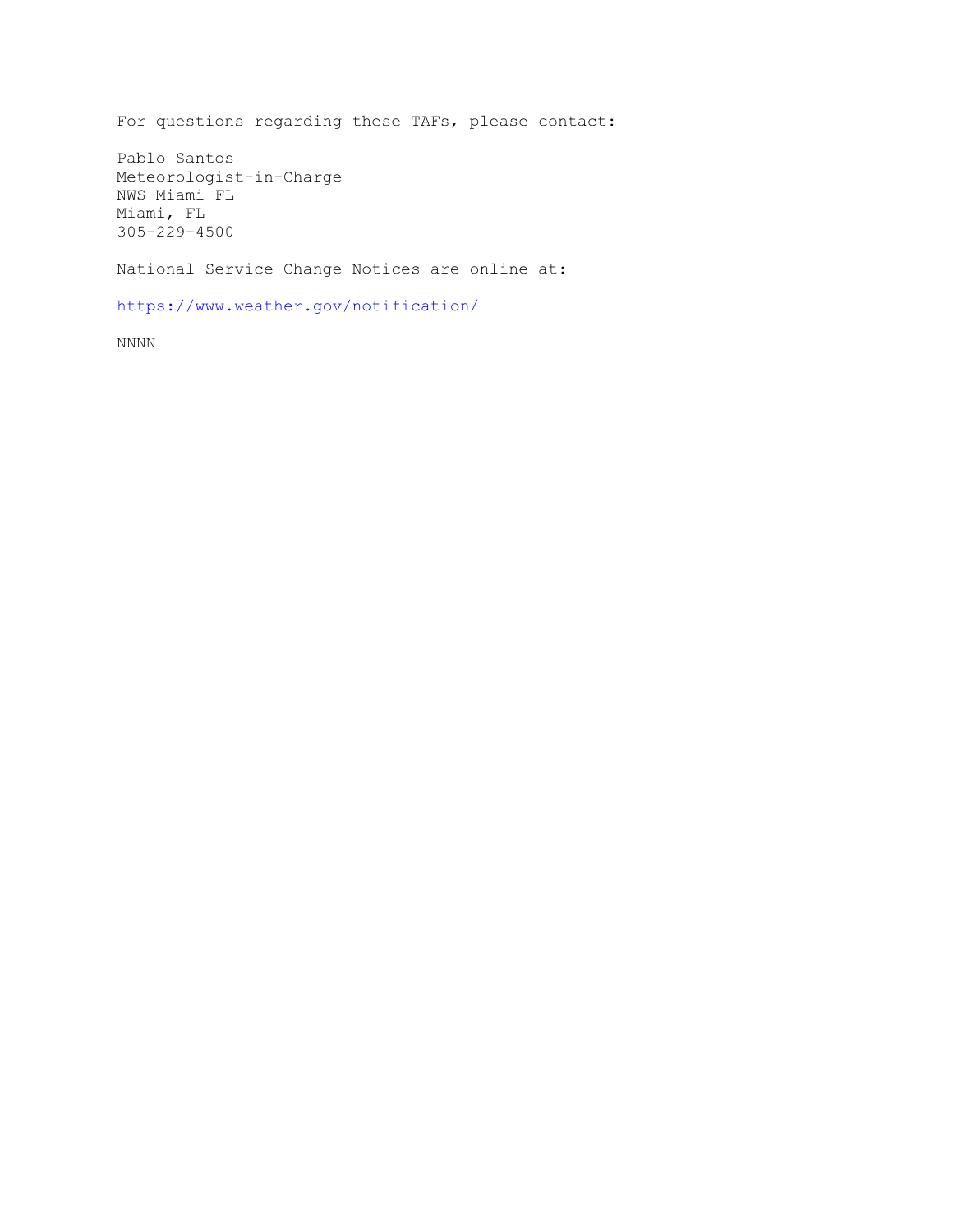For questions regarding these TAFs, please contact:

Pablo Santos
Meteorologist-in-Charge
NWS Miami FL
Miami, FL
305-229-4500

National Service Change Notices are online at:

https://www.weather.gov/notification/

NNNN